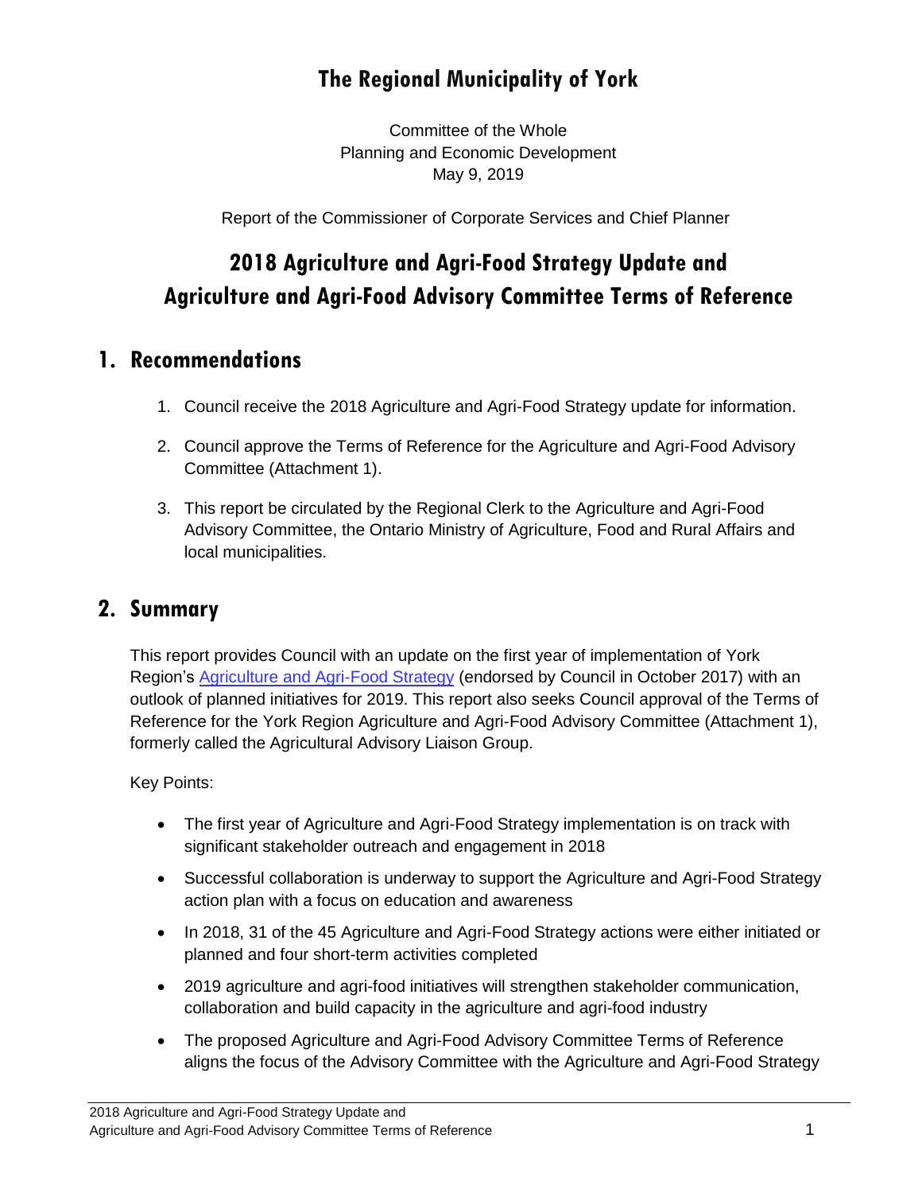# The Regional Municipality of York

Committee of the Whole
Planning and Economic Development
May 9, 2019

Report of the Commissioner of Corporate Services and Chief Planner

# 2018 Agriculture and Agri-Food Strategy Update and Agriculture and Agri-Food Advisory Committee Terms of Reference

## 1. Recommendations

1. Council receive the 2018 Agriculture and Agri-Food Strategy update for information.
2. Council approve the Terms of Reference for the Agriculture and Agri-Food Advisory Committee (Attachment 1).
3. This report be circulated by the Regional Clerk to the Agriculture and Agri-Food Advisory Committee, the Ontario Ministry of Agriculture, Food and Rural Affairs and local municipalities.

## 2. Summary

This report provides Council with an update on the first year of implementation of York Region's Agriculture and Agri-Food Strategy (endorsed by Council in October 2017) with an outlook of planned initiatives for 2019. This report also seeks Council approval of the Terms of Reference for the York Region Agriculture and Agri-Food Advisory Committee (Attachment 1), formerly called the Agricultural Advisory Liaison Group.

Key Points:

- The first year of Agriculture and Agri-Food Strategy implementation is on track with significant stakeholder outreach and engagement in 2018
- Successful collaboration is underway to support the Agriculture and Agri-Food Strategy action plan with a focus on education and awareness
- In 2018, 31 of the 45 Agriculture and Agri-Food Strategy actions were either initiated or planned and four short-term activities completed
- 2019 agriculture and agri-food initiatives will strengthen stakeholder communication, collaboration and build capacity in the agriculture and agri-food industry
- The proposed Agriculture and Agri-Food Advisory Committee Terms of Reference aligns the focus of the Advisory Committee with the Agriculture and Agri-Food Strategy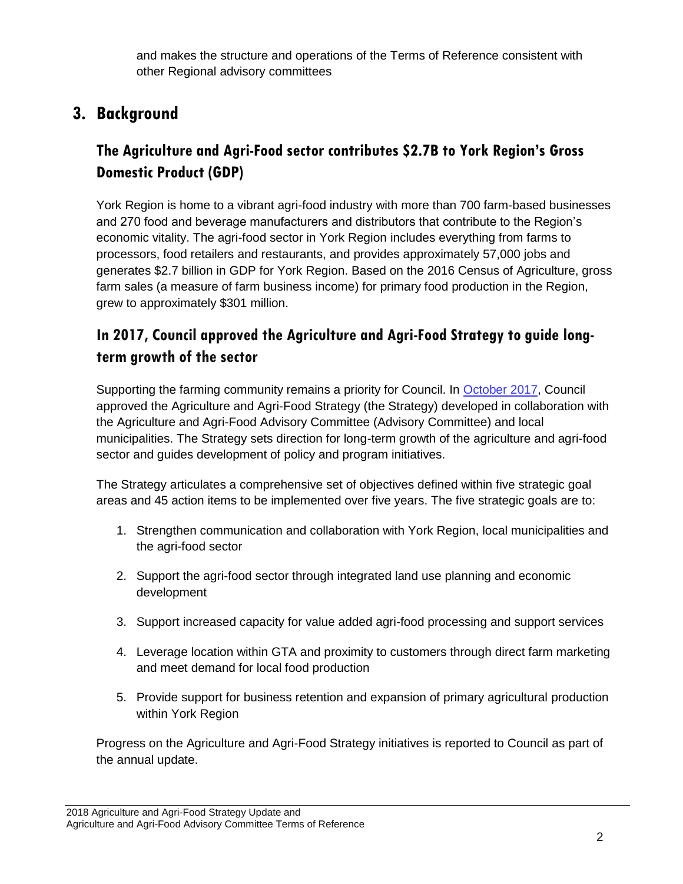and makes the structure and operations of the Terms of Reference consistent with other Regional advisory committees

# 3. Background

## The Agriculture and Agri-Food sector contributes $2.7B to York Region's Gross Domestic Product (GDP)

York Region is home to a vibrant agri-food industry with more than 700 farm-based businesses and 270 food and beverage manufacturers and distributors that contribute to the Region's economic vitality. The agri-food sector in York Region includes everything from farms to processors, food retailers and restaurants, and provides approximately 57,000 jobs and generates $2.7 billion in GDP for York Region. Based on the 2016 Census of Agriculture, gross farm sales (a measure of farm business income) for primary food production in the Region, grew to approximately $301 million.

## In 2017, Council approved the Agriculture and Agri-Food Strategy to guide long-term growth of the sector

Supporting the farming community remains a priority for Council. In October 2017, Council approved the Agriculture and Agri-Food Strategy (the Strategy) developed in collaboration with the Agriculture and Agri-Food Advisory Committee (Advisory Committee) and local municipalities. The Strategy sets direction for long-term growth of the agriculture and agri-food sector and guides development of policy and program initiatives.

The Strategy articulates a comprehensive set of objectives defined within five strategic goal areas and 45 action items to be implemented over five years. The five strategic goals are to:

1. Strengthen communication and collaboration with York Region, local municipalities and the agri-food sector
2. Support the agri-food sector through integrated land use planning and economic development
3. Support increased capacity for value added agri-food processing and support services
4. Leverage location within GTA and proximity to customers through direct farm marketing and meet demand for local food production
5. Provide support for business retention and expansion of primary agricultural production within York Region

Progress on the Agriculture and Agri-Food Strategy initiatives is reported to Council as part of the annual update.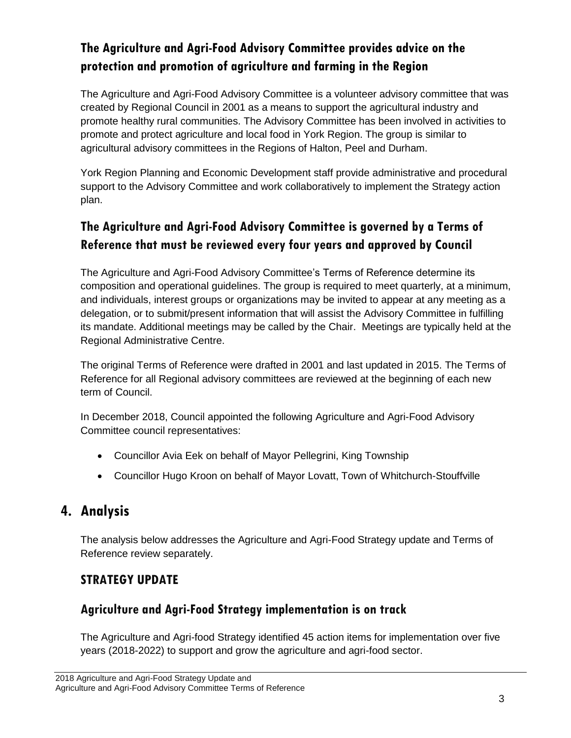### The Agriculture and Agri-Food Advisory Committee provides advice on the protection and promotion of agriculture and farming in the Region

The Agriculture and Agri-Food Advisory Committee is a volunteer advisory committee that was created by Regional Council in 2001 as a means to support the agricultural industry and promote healthy rural communities. The Advisory Committee has been involved in activities to promote and protect agriculture and local food in York Region. The group is similar to agricultural advisory committees in the Regions of Halton, Peel and Durham.

York Region Planning and Economic Development staff provide administrative and procedural support to the Advisory Committee and work collaboratively to implement the Strategy action plan.

### The Agriculture and Agri-Food Advisory Committee is governed by a Terms of Reference that must be reviewed every four years and approved by Council

The Agriculture and Agri-Food Advisory Committee's Terms of Reference determine its composition and operational guidelines. The group is required to meet quarterly, at a minimum, and individuals, interest groups or organizations may be invited to appear at any meeting as a delegation, or to submit/present information that will assist the Advisory Committee in fulfilling its mandate. Additional meetings may be called by the Chair. Meetings are typically held at the Regional Administrative Centre.

The original Terms of Reference were drafted in 2001 and last updated in 2015. The Terms of Reference for all Regional advisory committees are reviewed at the beginning of each new term of Council.

In December 2018, Council appointed the following Agriculture and Agri-Food Advisory Committee council representatives:

- Councillor Avia Eek on behalf of Mayor Pellegrini, King Township
- Councillor Hugo Kroon on behalf of Mayor Lovatt, Town of Whitchurch-Stouffville

## 4. Analysis

The analysis below addresses the Agriculture and Agri-Food Strategy update and Terms of Reference review separately.

### STRATEGY UPDATE

### Agriculture and Agri-Food Strategy implementation is on track

The Agriculture and Agri-food Strategy identified 45 action items for implementation over five years (2018-2022) to support and grow the agriculture and agri-food sector.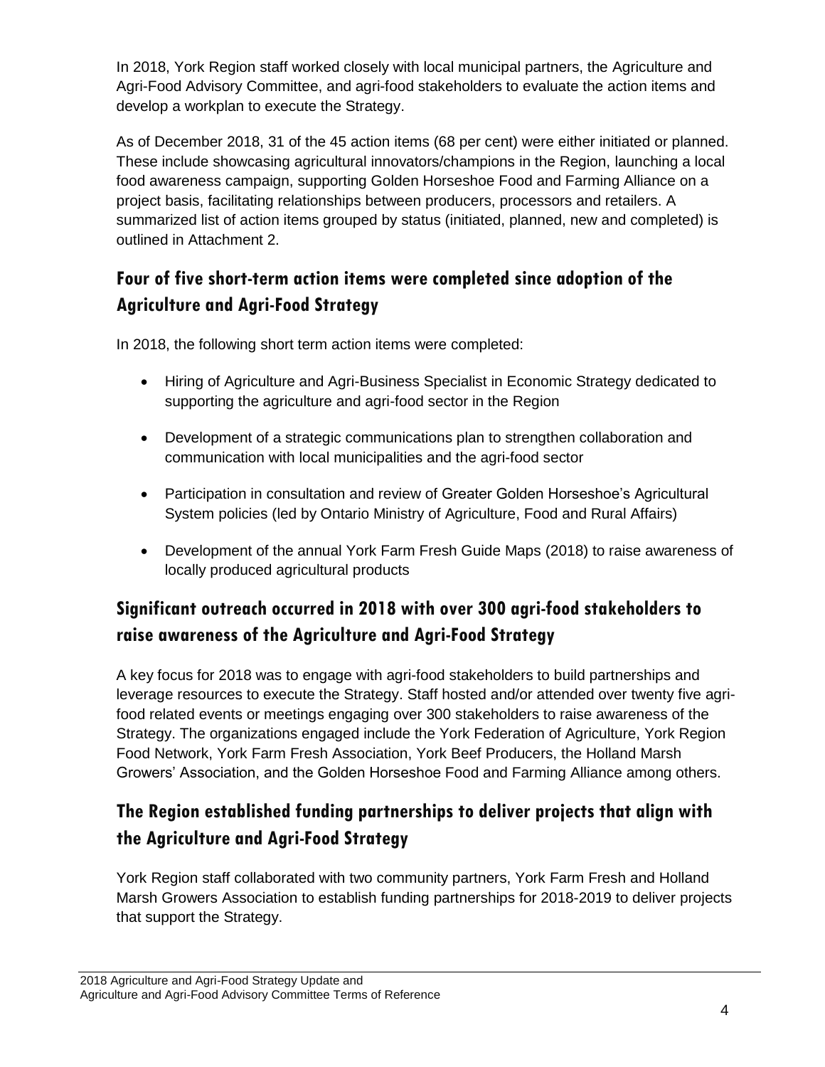In 2018, York Region staff worked closely with local municipal partners, the Agriculture and Agri-Food Advisory Committee, and agri-food stakeholders to evaluate the action items and develop a workplan to execute the Strategy.

As of December 2018, 31 of the 45 action items (68 per cent) were either initiated or planned. These include showcasing agricultural innovators/champions in the Region, launching a local food awareness campaign, supporting Golden Horseshoe Food and Farming Alliance on a project basis, facilitating relationships between producers, processors and retailers. A summarized list of action items grouped by status (initiated, planned, new and completed) is outlined in Attachment 2.

## Four of five short-term action items were completed since adoption of the Agriculture and Agri-Food Strategy

In 2018, the following short term action items were completed:

- Hiring of Agriculture and Agri-Business Specialist in Economic Strategy dedicated to supporting the agriculture and agri-food sector in the Region
- Development of a strategic communications plan to strengthen collaboration and communication with local municipalities and the agri-food sector
- Participation in consultation and review of Greater Golden Horseshoe's Agricultural System policies (led by Ontario Ministry of Agriculture, Food and Rural Affairs)
- Development of the annual York Farm Fresh Guide Maps (2018) to raise awareness of locally produced agricultural products

## Significant outreach occurred in 2018 with over 300 agri-food stakeholders to raise awareness of the Agriculture and Agri-Food Strategy

A key focus for 2018 was to engage with agri-food stakeholders to build partnerships and leverage resources to execute the Strategy. Staff hosted and/or attended over twenty five agri-food related events or meetings engaging over 300 stakeholders to raise awareness of the Strategy. The organizations engaged include the York Federation of Agriculture, York Region Food Network, York Farm Fresh Association, York Beef Producers, the Holland Marsh Growers' Association, and the Golden Horseshoe Food and Farming Alliance among others.

## The Region established funding partnerships to deliver projects that align with the Agriculture and Agri-Food Strategy

York Region staff collaborated with two community partners, York Farm Fresh and Holland Marsh Growers Association to establish funding partnerships for 2018-2019 to deliver projects that support the Strategy.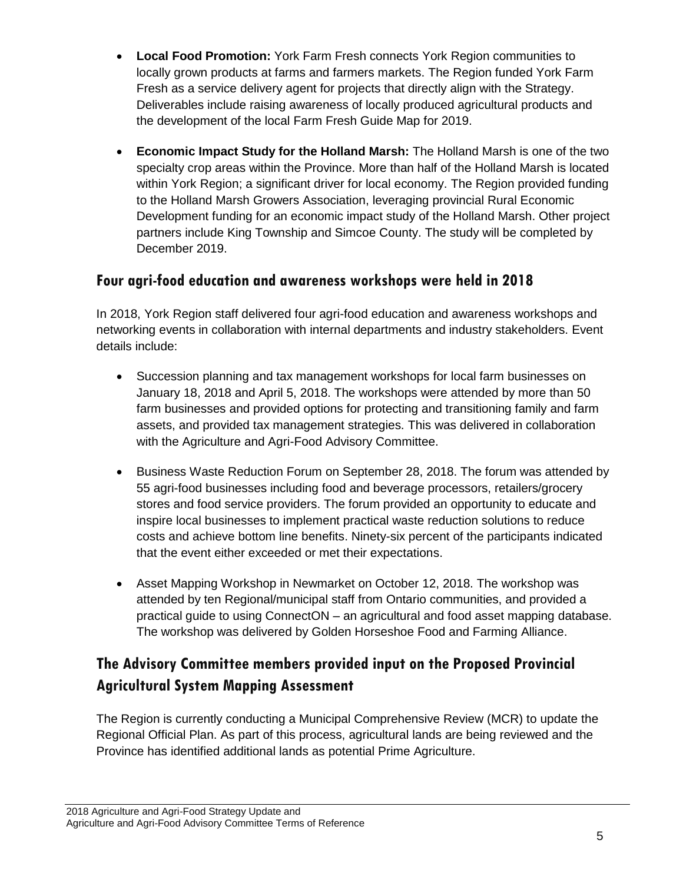- **Local Food Promotion:** York Farm Fresh connects York Region communities to locally grown products at farms and farmers markets. The Region funded York Farm Fresh as a service delivery agent for projects that directly align with the Strategy. Deliverables include raising awareness of locally produced agricultural products and the development of the local Farm Fresh Guide Map for 2019.

- **Economic Impact Study for the Holland Marsh:** The Holland Marsh is one of the two specialty crop areas within the Province. More than half of the Holland Marsh is located within York Region; a significant driver for local economy. The Region provided funding to the Holland Marsh Growers Association, leveraging provincial Rural Economic Development funding for an economic impact study of the Holland Marsh. Other project partners include King Township and Simcoe County. The study will be completed by December 2019.

## Four agri-food education and awareness workshops were held in 2018

In 2018, York Region staff delivered four agri-food education and awareness workshops and networking events in collaboration with internal departments and industry stakeholders. Event details include:

- Succession planning and tax management workshops for local farm businesses on January 18, 2018 and April 5, 2018. The workshops were attended by more than 50 farm businesses and provided options for protecting and transitioning family and farm assets, and provided tax management strategies. This was delivered in collaboration with the Agriculture and Agri-Food Advisory Committee.

- Business Waste Reduction Forum on September 28, 2018. The forum was attended by 55 agri-food businesses including food and beverage processors, retailers/grocery stores and food service providers. The forum provided an opportunity to educate and inspire local businesses to implement practical waste reduction solutions to reduce costs and achieve bottom line benefits. Ninety-six percent of the participants indicated that the event either exceeded or met their expectations.

- Asset Mapping Workshop in Newmarket on October 12, 2018. The workshop was attended by ten Regional/municipal staff from Ontario communities, and provided a practical guide to using ConnectON – an agricultural and food asset mapping database. The workshop was delivered by Golden Horseshoe Food and Farming Alliance.

## The Advisory Committee members provided input on the Proposed Provincial Agricultural System Mapping Assessment

The Region is currently conducting a Municipal Comprehensive Review (MCR) to update the Regional Official Plan. As part of this process, agricultural lands are being reviewed and the Province has identified additional lands as potential Prime Agriculture.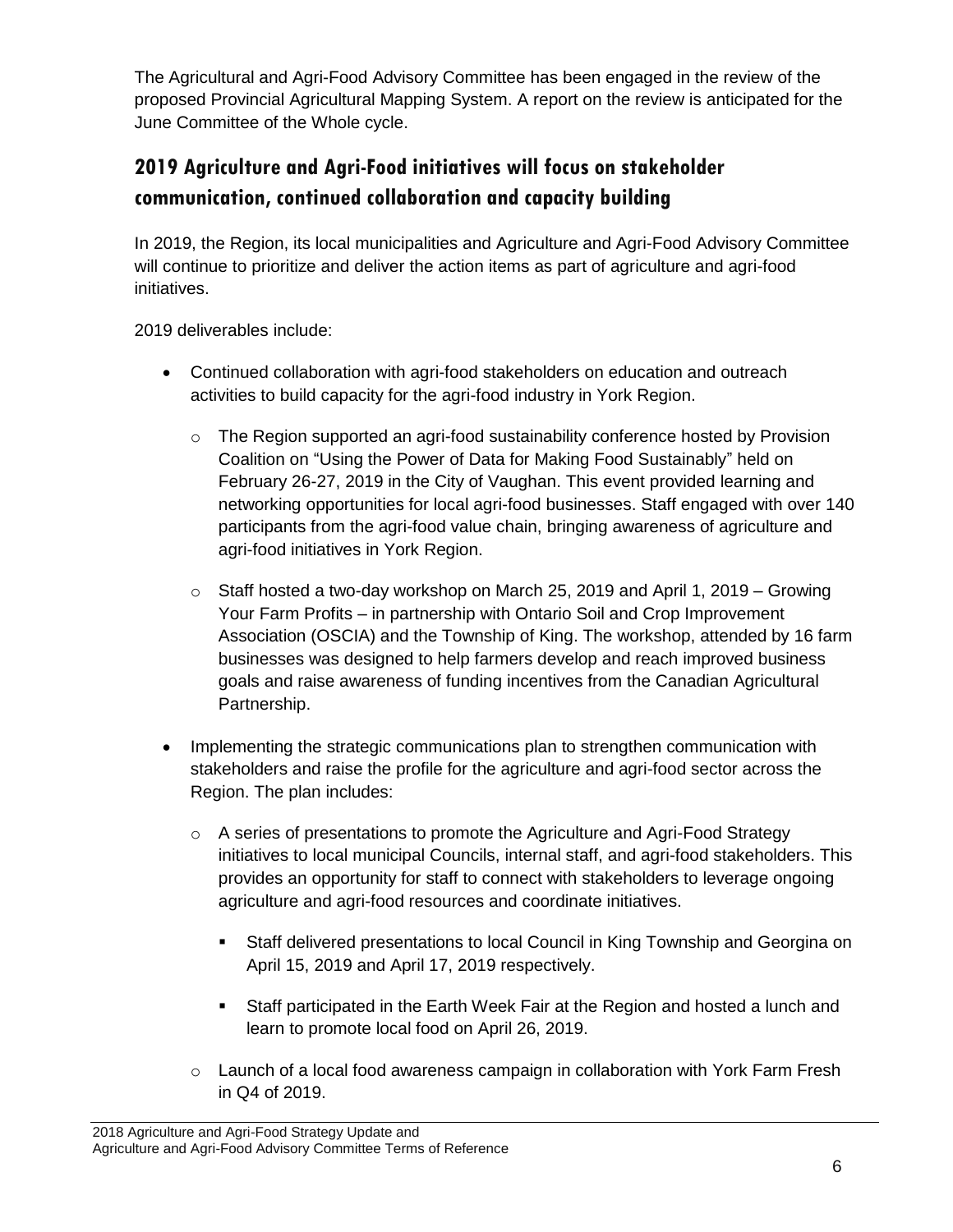The Agricultural and Agri-Food Advisory Committee has been engaged in the review of the proposed Provincial Agricultural Mapping System. A report on the review is anticipated for the June Committee of the Whole cycle.

## 2019 Agriculture and Agri-Food initiatives will focus on stakeholder communication, continued collaboration and capacity building

In 2019, the Region, its local municipalities and Agriculture and Agri-Food Advisory Committee will continue to prioritize and deliver the action items as part of agriculture and agri-food initiatives.

2019 deliverables include:

- Continued collaboration with agri-food stakeholders on education and outreach activities to build capacity for the agri-food industry in York Region.
  - The Region supported an agri-food sustainability conference hosted by Provision Coalition on "Using the Power of Data for Making Food Sustainably" held on February 26-27, 2019 in the City of Vaughan. This event provided learning and networking opportunities for local agri-food businesses. Staff engaged with over 140 participants from the agri-food value chain, bringing awareness of agriculture and agri-food initiatives in York Region.
  - Staff hosted a two-day workshop on March 25, 2019 and April 1, 2019 – Growing Your Farm Profits – in partnership with Ontario Soil and Crop Improvement Association (OSCIA) and the Township of King. The workshop, attended by 16 farm businesses was designed to help farmers develop and reach improved business goals and raise awareness of funding incentives from the Canadian Agricultural Partnership.
- Implementing the strategic communications plan to strengthen communication with stakeholders and raise the profile for the agriculture and agri-food sector across the Region. The plan includes:
  - A series of presentations to promote the Agriculture and Agri-Food Strategy initiatives to local municipal Councils, internal staff, and agri-food stakeholders. This provides an opportunity for staff to connect with stakeholders to leverage ongoing agriculture and agri-food resources and coordinate initiatives.
    - Staff delivered presentations to local Council in King Township and Georgina on April 15, 2019 and April 17, 2019 respectively.
    - Staff participated in the Earth Week Fair at the Region and hosted a lunch and learn to promote local food on April 26, 2019.
  - Launch of a local food awareness campaign in collaboration with York Farm Fresh in Q4 of 2019.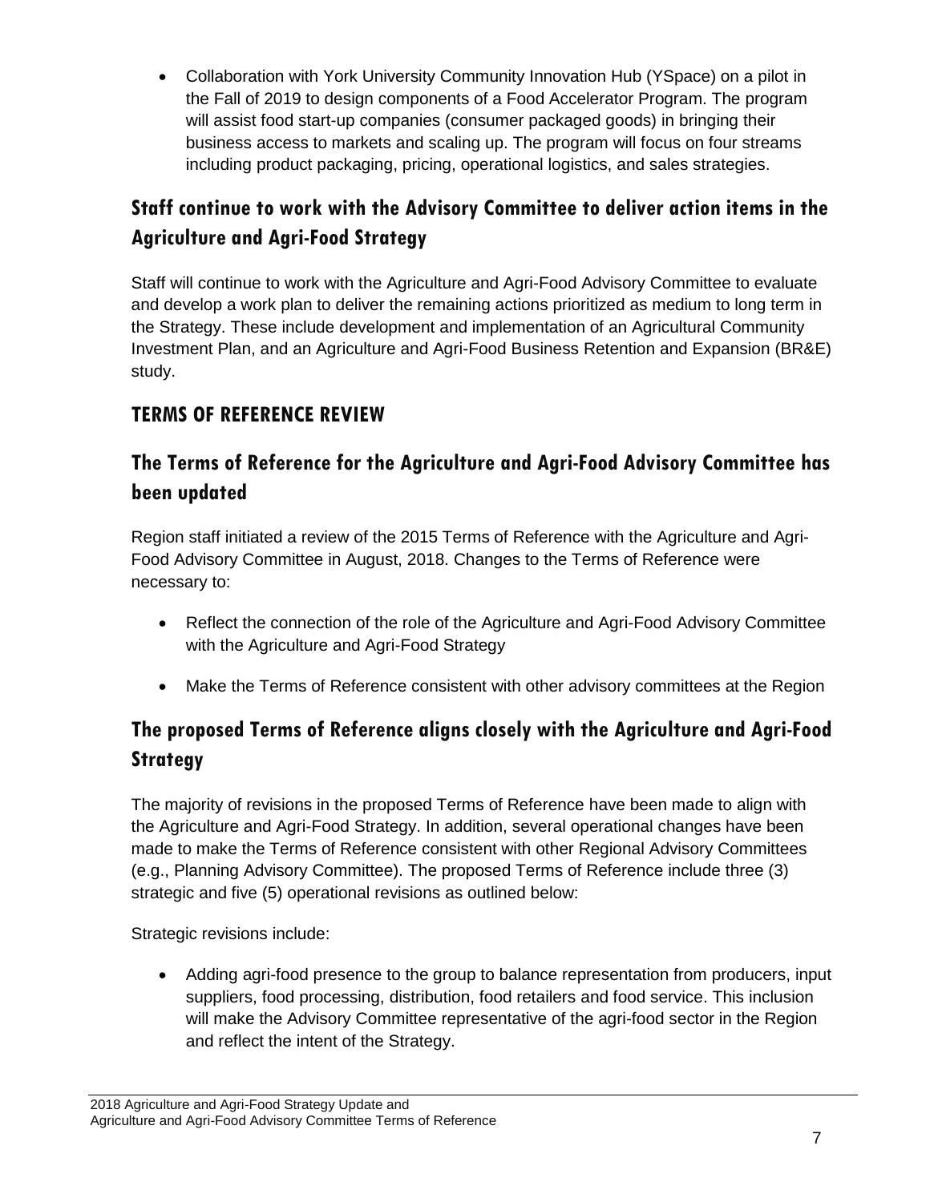- Collaboration with York University Community Innovation Hub (YSpace) on a pilot in the Fall of 2019 to design components of a Food Accelerator Program. The program will assist food start-up companies (consumer packaged goods) in bringing their business access to markets and scaling up. The program will focus on four streams including product packaging, pricing, operational logistics, and sales strategies.

### Staff continue to work with the Advisory Committee to deliver action items in the Agriculture and Agri-Food Strategy

Staff will continue to work with the Agriculture and Agri-Food Advisory Committee to evaluate and develop a work plan to deliver the remaining actions prioritized as medium to long term in the Strategy. These include development and implementation of an Agricultural Community Investment Plan, and an Agriculture and Agri-Food Business Retention and Expansion (BR&E) study.

## TERMS OF REFERENCE REVIEW

### The Terms of Reference for the Agriculture and Agri-Food Advisory Committee has been updated

Region staff initiated a review of the 2015 Terms of Reference with the Agriculture and Agri-Food Advisory Committee in August, 2018. Changes to the Terms of Reference were necessary to:

- Reflect the connection of the role of the Agriculture and Agri-Food Advisory Committee with the Agriculture and Agri-Food Strategy
- Make the Terms of Reference consistent with other advisory committees at the Region

### The proposed Terms of Reference aligns closely with the Agriculture and Agri-Food Strategy

The majority of revisions in the proposed Terms of Reference have been made to align with the Agriculture and Agri-Food Strategy. In addition, several operational changes have been made to make the Terms of Reference consistent with other Regional Advisory Committees (e.g., Planning Advisory Committee). The proposed Terms of Reference include three (3) strategic and five (5) operational revisions as outlined below:

Strategic revisions include:

- Adding agri-food presence to the group to balance representation from producers, input suppliers, food processing, distribution, food retailers and food service. This inclusion will make the Advisory Committee representative of the agri-food sector in the Region and reflect the intent of the Strategy.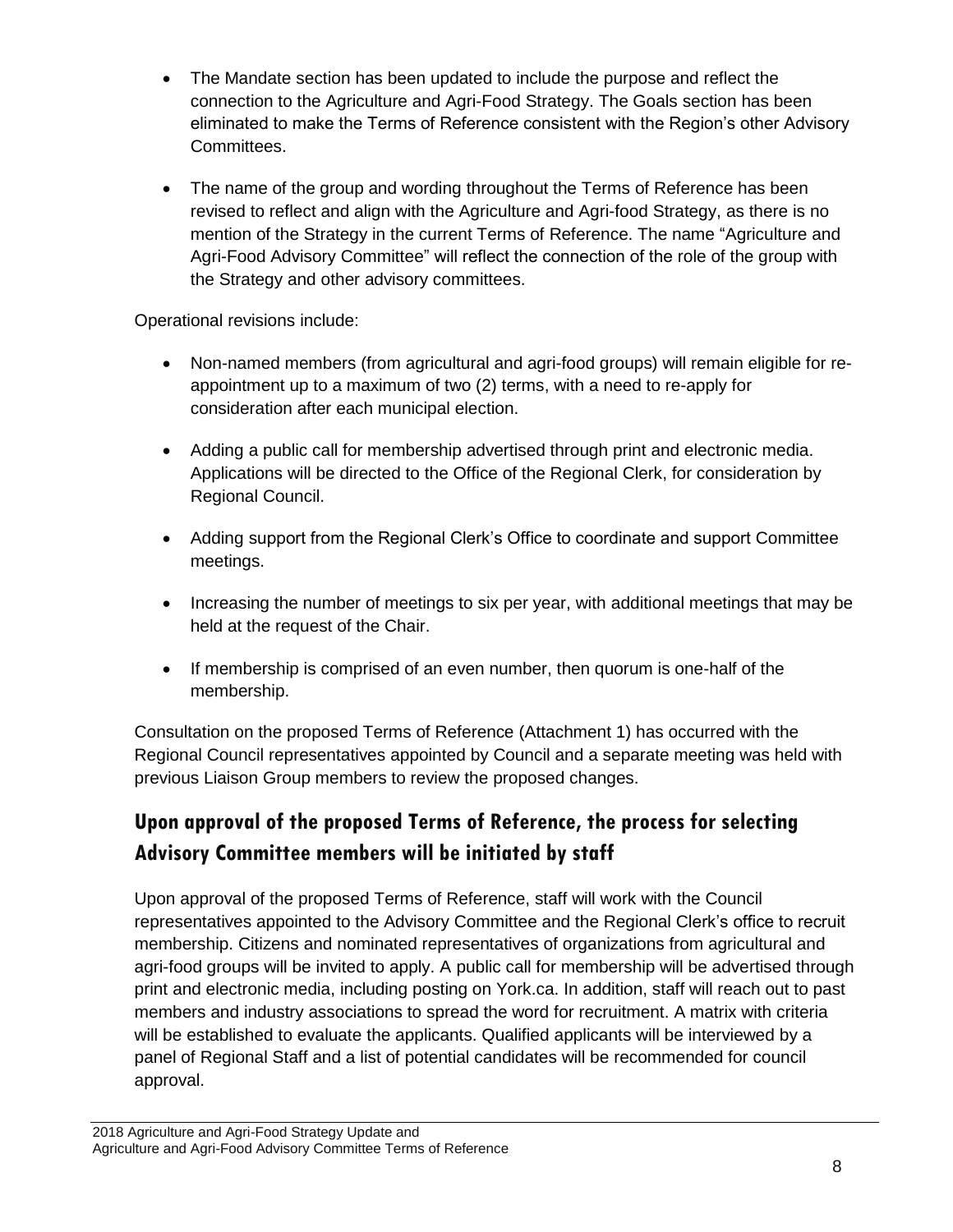- The Mandate section has been updated to include the purpose and reflect the connection to the Agriculture and Agri-Food Strategy. The Goals section has been eliminated to make the Terms of Reference consistent with the Region's other Advisory Committees.

- The name of the group and wording throughout the Terms of Reference has been revised to reflect and align with the Agriculture and Agri-food Strategy, as there is no mention of the Strategy in the current Terms of Reference. The name "Agriculture and Agri-Food Advisory Committee" will reflect the connection of the role of the group with the Strategy and other advisory committees.

Operational revisions include:

- Non-named members (from agricultural and agri-food groups) will remain eligible for re-appointment up to a maximum of two (2) terms, with a need to re-apply for consideration after each municipal election.

- Adding a public call for membership advertised through print and electronic media. Applications will be directed to the Office of the Regional Clerk, for consideration by Regional Council.

- Adding support from the Regional Clerk's Office to coordinate and support Committee meetings.

- Increasing the number of meetings to six per year, with additional meetings that may be held at the request of the Chair.

- If membership is comprised of an even number, then quorum is one-half of the membership.

Consultation on the proposed Terms of Reference (Attachment 1) has occurred with the Regional Council representatives appointed by Council and a separate meeting was held with previous Liaison Group members to review the proposed changes.

## Upon approval of the proposed Terms of Reference, the process for selecting Advisory Committee members will be initiated by staff

Upon approval of the proposed Terms of Reference, staff will work with the Council representatives appointed to the Advisory Committee and the Regional Clerk's office to recruit membership. Citizens and nominated representatives of organizations from agricultural and agri-food groups will be invited to apply. A public call for membership will be advertised through print and electronic media, including posting on York.ca. In addition, staff will reach out to past members and industry associations to spread the word for recruitment. A matrix with criteria will be established to evaluate the applicants. Qualified applicants will be interviewed by a panel of Regional Staff and a list of potential candidates will be recommended for council approval.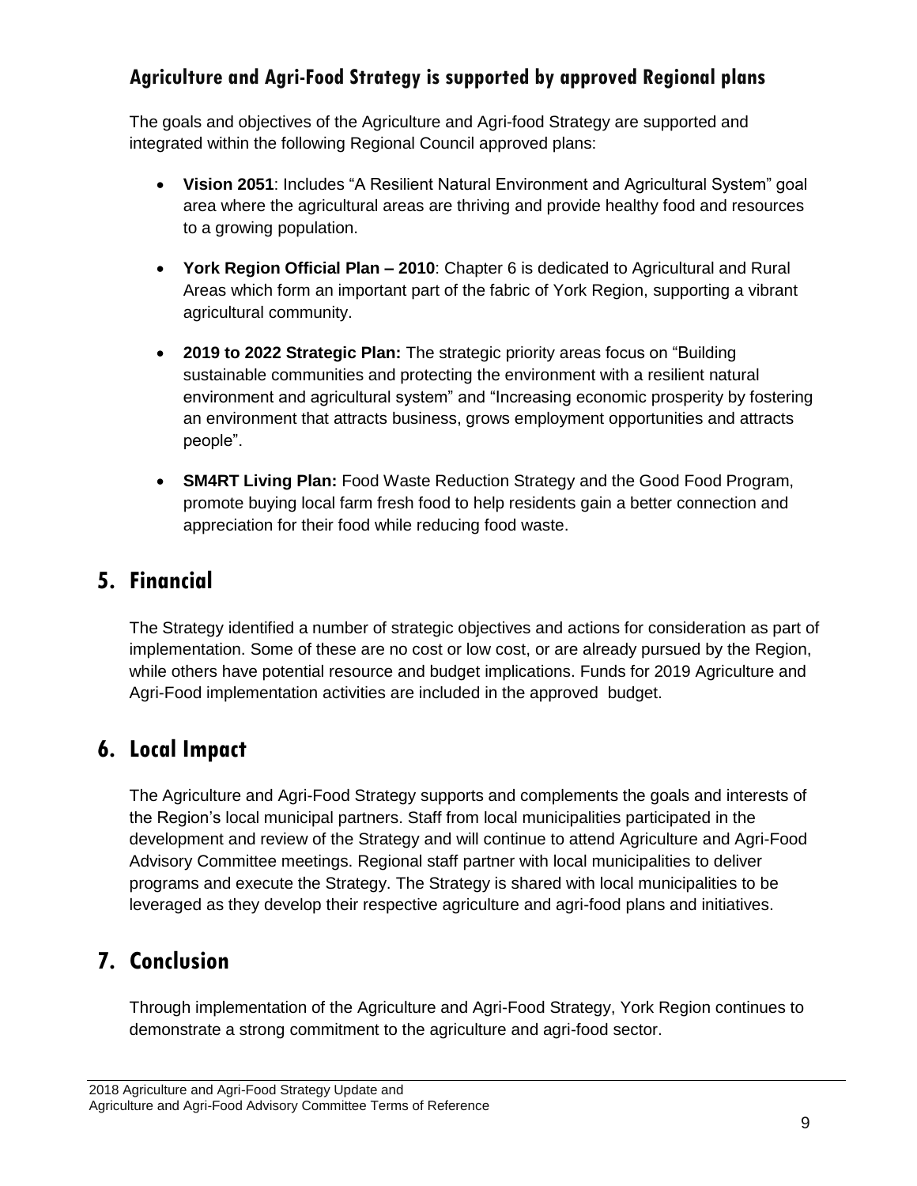### Agriculture and Agri-Food Strategy is supported by approved Regional plans

The goals and objectives of the Agriculture and Agri-food Strategy are supported and integrated within the following Regional Council approved plans:

- **Vision 2051**: Includes "A Resilient Natural Environment and Agricultural System" goal area where the agricultural areas are thriving and provide healthy food and resources to a growing population.
- **York Region Official Plan – 2010**: Chapter 6 is dedicated to Agricultural and Rural Areas which form an important part of the fabric of York Region, supporting a vibrant agricultural community.
- **2019 to 2022 Strategic Plan:** The strategic priority areas focus on "Building sustainable communities and protecting the environment with a resilient natural environment and agricultural system" and "Increasing economic prosperity by fostering an environment that attracts business, grows employment opportunities and attracts people".
- **SM4RT Living Plan:** Food Waste Reduction Strategy and the Good Food Program, promote buying local farm fresh food to help residents gain a better connection and appreciation for their food while reducing food waste.

## 5. Financial

The Strategy identified a number of strategic objectives and actions for consideration as part of implementation. Some of these are no cost or low cost, or are already pursued by the Region, while others have potential resource and budget implications. Funds for 2019 Agriculture and Agri-Food implementation activities are included in the approved budget.

## 6. Local Impact

The Agriculture and Agri-Food Strategy supports and complements the goals and interests of the Region's local municipal partners. Staff from local municipalities participated in the development and review of the Strategy and will continue to attend Agriculture and Agri-Food Advisory Committee meetings. Regional staff partner with local municipalities to deliver programs and execute the Strategy. The Strategy is shared with local municipalities to be leveraged as they develop their respective agriculture and agri-food plans and initiatives.

## 7. Conclusion

Through implementation of the Agriculture and Agri-Food Strategy, York Region continues to demonstrate a strong commitment to the agriculture and agri-food sector.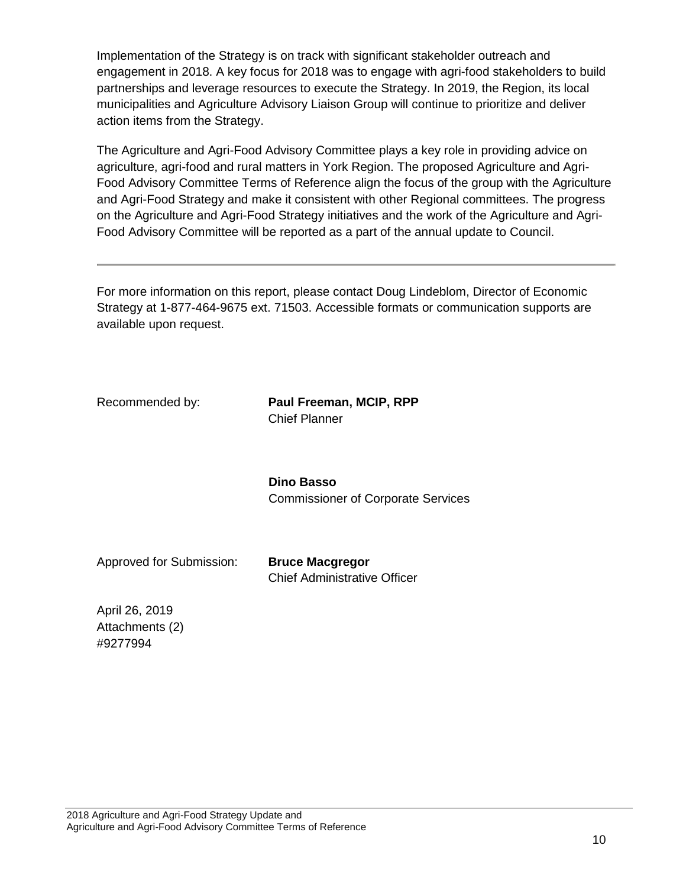Implementation of the Strategy is on track with significant stakeholder outreach and engagement in 2018. A key focus for 2018 was to engage with agri-food stakeholders to build partnerships and leverage resources to execute the Strategy. In 2019, the Region, its local municipalities and Agriculture Advisory Liaison Group will continue to prioritize and deliver action items from the Strategy.

The Agriculture and Agri-Food Advisory Committee plays a key role in providing advice on agriculture, agri-food and rural matters in York Region. The proposed Agriculture and Agri-Food Advisory Committee Terms of Reference align the focus of the group with the Agriculture and Agri-Food Strategy and make it consistent with other Regional committees. The progress on the Agriculture and Agri-Food Strategy initiatives and the work of the Agriculture and Agri-Food Advisory Committee will be reported as a part of the annual update to Council.

---

For more information on this report, please contact Doug Lindeblom, Director of Economic Strategy at 1-877-464-9675 ext. 71503. Accessible formats or communication supports are available upon request.

Recommended by: **Paul Freeman, MCIP, RPP**
Chief Planner

**Dino Basso**
Commissioner of Corporate Services

Approved for Submission: **Bruce Macgregor**
Chief Administrative Officer

April 26, 2019
Attachments (2)
#9277994